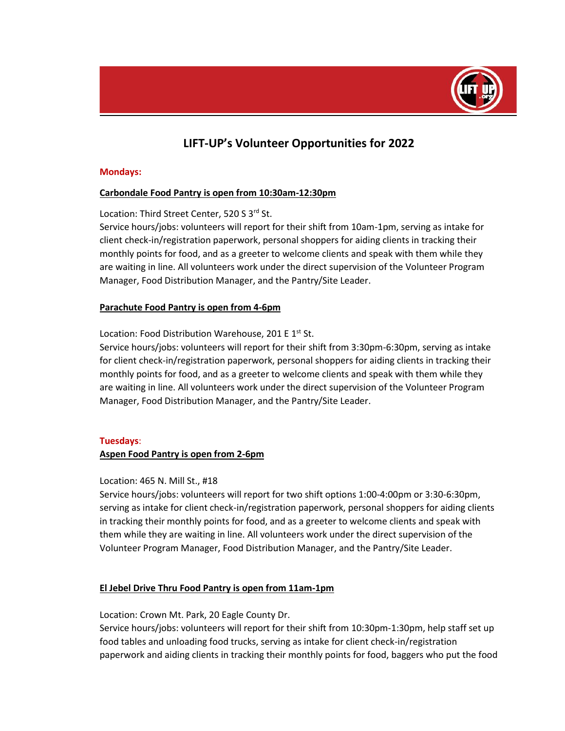# LIFT-UP's Volunteer Opportunities for 2022

**Mondays:**

**Carbondale Food Pantry is open from 10:30am-12:30pm**

Location: Third Street Center, 520 S 3rd St.
Service hours/jobs: volunteers will report for their shift from 10am-1pm, serving as intake for client check-in/registration paperwork, personal shoppers for aiding clients in tracking their monthly points for food, and as a greeter to welcome clients and speak with them while they are waiting in line. All volunteers work under the direct supervision of the Volunteer Program Manager, Food Distribution Manager, and the Pantry/Site Leader.

**Parachute Food Pantry is open from 4-6pm**

Location: Food Distribution Warehouse, 201 E 1st St.
Service hours/jobs: volunteers will report for their shift from 3:30pm-6:30pm, serving as intake for client check-in/registration paperwork, personal shoppers for aiding clients in tracking their monthly points for food, and as a greeter to welcome clients and speak with them while they are waiting in line. All volunteers work under the direct supervision of the Volunteer Program Manager, Food Distribution Manager, and the Pantry/Site Leader.

**Tuesdays**:

**Aspen Food Pantry is open from 2-6pm**

Location: 465 N. Mill St., #18
Service hours/jobs: volunteers will report for two shift options 1:00-4:00pm or 3:30-6:30pm, serving as intake for client check-in/registration paperwork, personal shoppers for aiding clients in tracking their monthly points for food, and as a greeter to welcome clients and speak with them while they are waiting in line. All volunteers work under the direct supervision of the Volunteer Program Manager, Food Distribution Manager, and the Pantry/Site Leader.

**El Jebel Drive Thru Food Pantry is open from 11am-1pm**

Location: Crown Mt. Park, 20 Eagle County Dr.
Service hours/jobs: volunteers will report for their shift from 10:30pm-1:30pm, help staff set up food tables and unloading food trucks, serving as intake for client check-in/registration paperwork and aiding clients in tracking their monthly points for food, baggers who put the food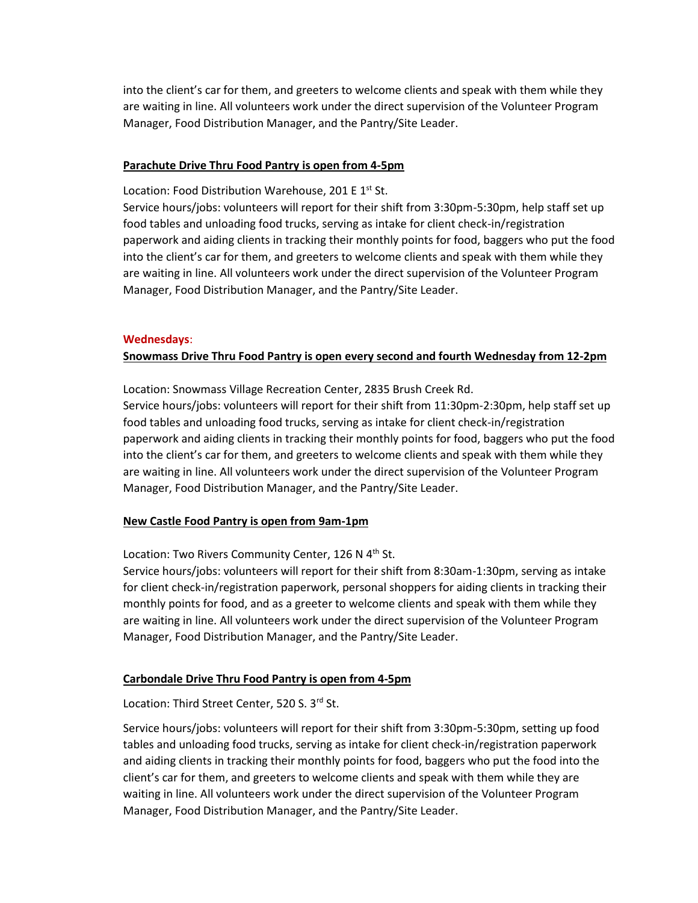into the client's car for them, and greeters to welcome clients and speak with them while they are waiting in line. All volunteers work under the direct supervision of the Volunteer Program Manager, Food Distribution Manager, and the Pantry/Site Leader.

**Parachute Drive Thru Food Pantry is open from 4-5pm**

Location: Food Distribution Warehouse, 201 E 1st St.

Service hours/jobs: volunteers will report for their shift from 3:30pm-5:30pm, help staff set up food tables and unloading food trucks, serving as intake for client check-in/registration paperwork and aiding clients in tracking their monthly points for food, baggers who put the food into the client's car for them, and greeters to welcome clients and speak with them while they are waiting in line. All volunteers work under the direct supervision of the Volunteer Program Manager, Food Distribution Manager, and the Pantry/Site Leader.

**Wednesdays**:

**Snowmass Drive Thru Food Pantry is open every second and fourth Wednesday from 12-2pm**

Location: Snowmass Village Recreation Center, 2835 Brush Creek Rd.

Service hours/jobs: volunteers will report for their shift from 11:30pm-2:30pm, help staff set up food tables and unloading food trucks, serving as intake for client check-in/registration paperwork and aiding clients in tracking their monthly points for food, baggers who put the food into the client's car for them, and greeters to welcome clients and speak with them while they are waiting in line. All volunteers work under the direct supervision of the Volunteer Program Manager, Food Distribution Manager, and the Pantry/Site Leader.

**New Castle Food Pantry is open from 9am-1pm**

Location: Two Rivers Community Center, 126 N 4th St.

Service hours/jobs: volunteers will report for their shift from 8:30am-1:30pm, serving as intake for client check-in/registration paperwork, personal shoppers for aiding clients in tracking their monthly points for food, and as a greeter to welcome clients and speak with them while they are waiting in line. All volunteers work under the direct supervision of the Volunteer Program Manager, Food Distribution Manager, and the Pantry/Site Leader.

**Carbondale Drive Thru Food Pantry is open from 4-5pm**

Location: Third Street Center, 520 S. 3rd St.

Service hours/jobs: volunteers will report for their shift from 3:30pm-5:30pm, setting up food tables and unloading food trucks, serving as intake for client check-in/registration paperwork and aiding clients in tracking their monthly points for food, baggers who put the food into the client's car for them, and greeters to welcome clients and speak with them while they are waiting in line. All volunteers work under the direct supervision of the Volunteer Program Manager, Food Distribution Manager, and the Pantry/Site Leader.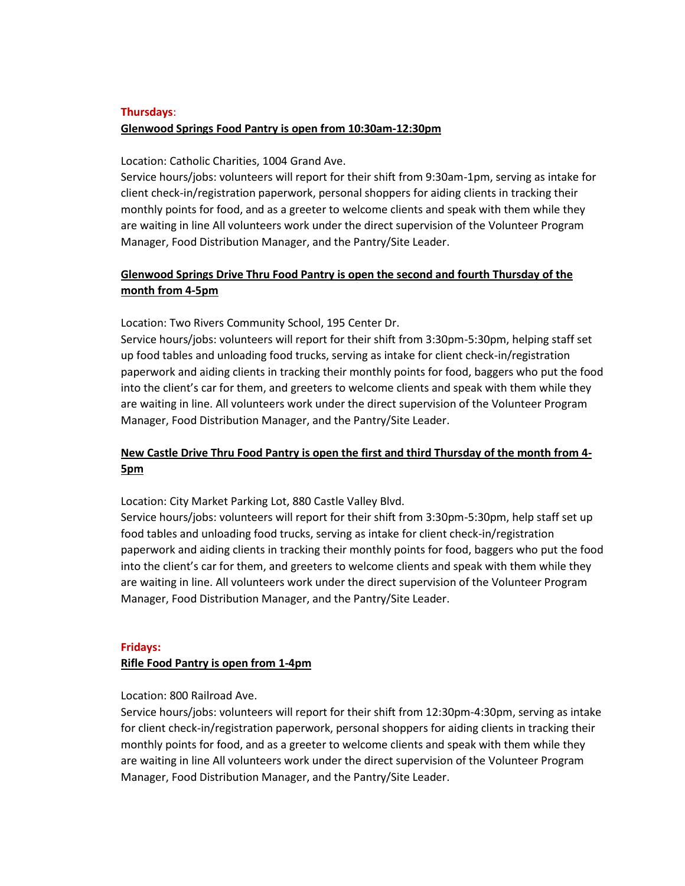**Thursdays**:

**Glenwood Springs Food Pantry is open from 10:30am-12:30pm**

Location: Catholic Charities, 1004 Grand Ave.
Service hours/jobs: volunteers will report for their shift from 9:30am-1pm, serving as intake for client check-in/registration paperwork, personal shoppers for aiding clients in tracking their monthly points for food, and as a greeter to welcome clients and speak with them while they are waiting in line All volunteers work under the direct supervision of the Volunteer Program Manager, Food Distribution Manager, and the Pantry/Site Leader.

**Glenwood Springs Drive Thru Food Pantry is open the second and fourth Thursday of the month from 4-5pm**

Location: Two Rivers Community School, 195 Center Dr.
Service hours/jobs: volunteers will report for their shift from 3:30pm-5:30pm, helping staff set up food tables and unloading food trucks, serving as intake for client check-in/registration paperwork and aiding clients in tracking their monthly points for food, baggers who put the food into the client's car for them, and greeters to welcome clients and speak with them while they are waiting in line. All volunteers work under the direct supervision of the Volunteer Program Manager, Food Distribution Manager, and the Pantry/Site Leader.

**New Castle Drive Thru Food Pantry is open the first and third Thursday of the month from 4-5pm**

Location: City Market Parking Lot, 880 Castle Valley Blvd.
Service hours/jobs: volunteers will report for their shift from 3:30pm-5:30pm, help staff set up food tables and unloading food trucks, serving as intake for client check-in/registration paperwork and aiding clients in tracking their monthly points for food, baggers who put the food into the client's car for them, and greeters to welcome clients and speak with them while they are waiting in line. All volunteers work under the direct supervision of the Volunteer Program Manager, Food Distribution Manager, and the Pantry/Site Leader.

**Fridays:**

**Rifle Food Pantry is open from 1-4pm**

Location: 800 Railroad Ave.
Service hours/jobs: volunteers will report for their shift from 12:30pm-4:30pm, serving as intake for client check-in/registration paperwork, personal shoppers for aiding clients in tracking their monthly points for food, and as a greeter to welcome clients and speak with them while they are waiting in line All volunteers work under the direct supervision of the Volunteer Program Manager, Food Distribution Manager, and the Pantry/Site Leader.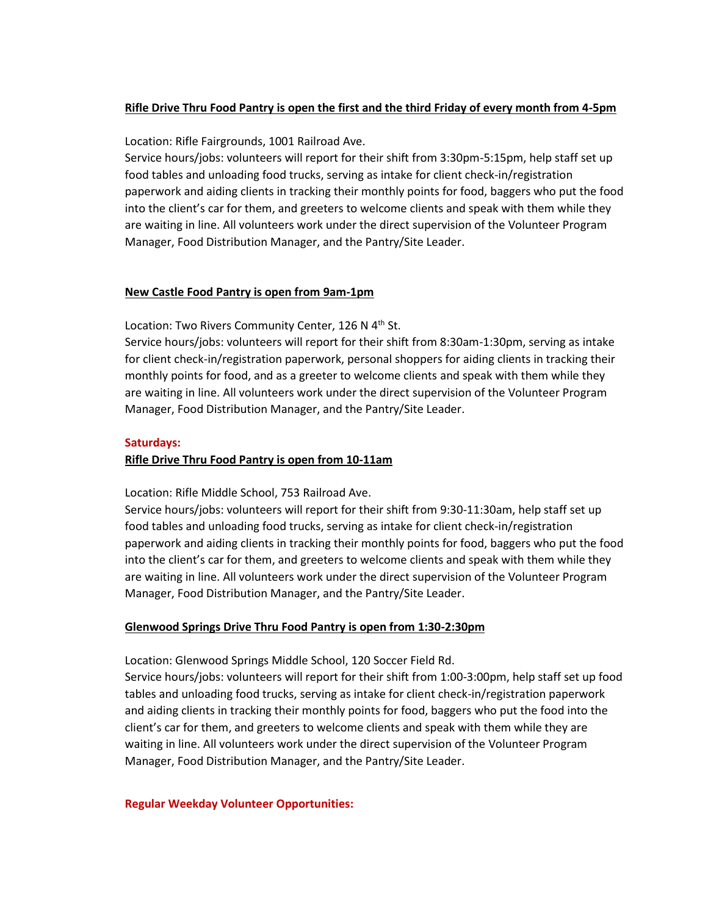**Rifle Drive Thru Food Pantry is open the first and the third Friday of every month from 4-5pm**

Location: Rifle Fairgrounds, 1001 Railroad Ave.
Service hours/jobs: volunteers will report for their shift from 3:30pm-5:15pm, help staff set up food tables and unloading food trucks, serving as intake for client check-in/registration paperwork and aiding clients in tracking their monthly points for food, baggers who put the food into the client's car for them, and greeters to welcome clients and speak with them while they are waiting in line. All volunteers work under the direct supervision of the Volunteer Program Manager, Food Distribution Manager, and the Pantry/Site Leader.

**New Castle Food Pantry is open from 9am-1pm**

Location: Two Rivers Community Center, 126 N 4th St.
Service hours/jobs: volunteers will report for their shift from 8:30am-1:30pm, serving as intake for client check-in/registration paperwork, personal shoppers for aiding clients in tracking their monthly points for food, and as a greeter to welcome clients and speak with them while they are waiting in line. All volunteers work under the direct supervision of the Volunteer Program Manager, Food Distribution Manager, and the Pantry/Site Leader.

**Saturdays:**

**Rifle Drive Thru Food Pantry is open from 10-11am**

Location: Rifle Middle School, 753 Railroad Ave.
Service hours/jobs: volunteers will report for their shift from 9:30-11:30am, help staff set up food tables and unloading food trucks, serving as intake for client check-in/registration paperwork and aiding clients in tracking their monthly points for food, baggers who put the food into the client's car for them, and greeters to welcome clients and speak with them while they are waiting in line. All volunteers work under the direct supervision of the Volunteer Program Manager, Food Distribution Manager, and the Pantry/Site Leader.

**Glenwood Springs Drive Thru Food Pantry is open from 1:30-2:30pm**

Location: Glenwood Springs Middle School, 120 Soccer Field Rd.
Service hours/jobs: volunteers will report for their shift from 1:00-3:00pm, help staff set up food tables and unloading food trucks, serving as intake for client check-in/registration paperwork and aiding clients in tracking their monthly points for food, baggers who put the food into the client's car for them, and greeters to welcome clients and speak with them while they are waiting in line. All volunteers work under the direct supervision of the Volunteer Program Manager, Food Distribution Manager, and the Pantry/Site Leader.

**Regular Weekday Volunteer Opportunities:**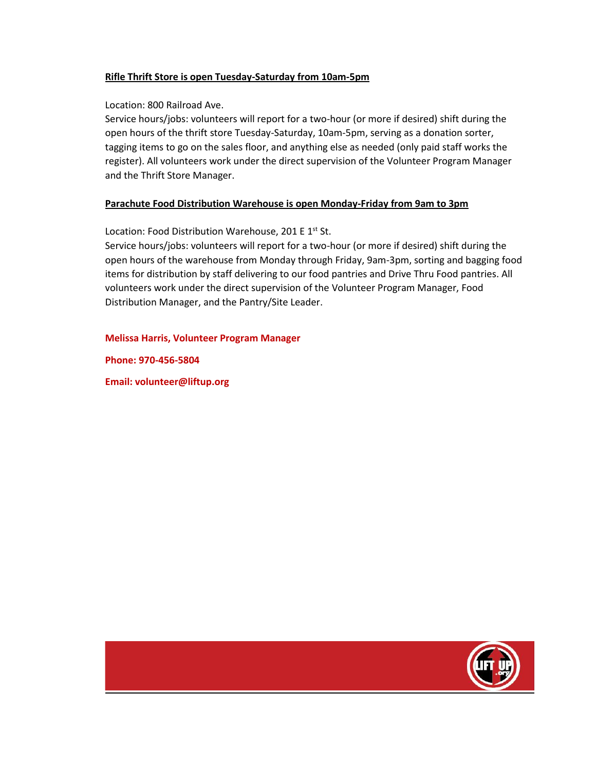**Rifle Thrift Store is open Tuesday-Saturday from 10am-5pm**

Location: 800 Railroad Ave.

Service hours/jobs: volunteers will report for a two-hour (or more if desired) shift during the open hours of the thrift store Tuesday-Saturday, 10am-5pm, serving as a donation sorter, tagging items to go on the sales floor, and anything else as needed (only paid staff works the register). All volunteers work under the direct supervision of the Volunteer Program Manager and the Thrift Store Manager.

**Parachute Food Distribution Warehouse is open Monday-Friday from 9am to 3pm**

Location: Food Distribution Warehouse, 201 E 1st St.

Service hours/jobs: volunteers will report for a two-hour (or more if desired) shift during the open hours of the warehouse from Monday through Friday, 9am-3pm, sorting and bagging food items for distribution by staff delivering to our food pantries and Drive Thru Food pantries. All volunteers work under the direct supervision of the Volunteer Program Manager, Food Distribution Manager, and the Pantry/Site Leader.

**Melissa Harris, Volunteer Program Manager**

**Phone: 970-456-5804**

**Email: volunteer@liftup.org**